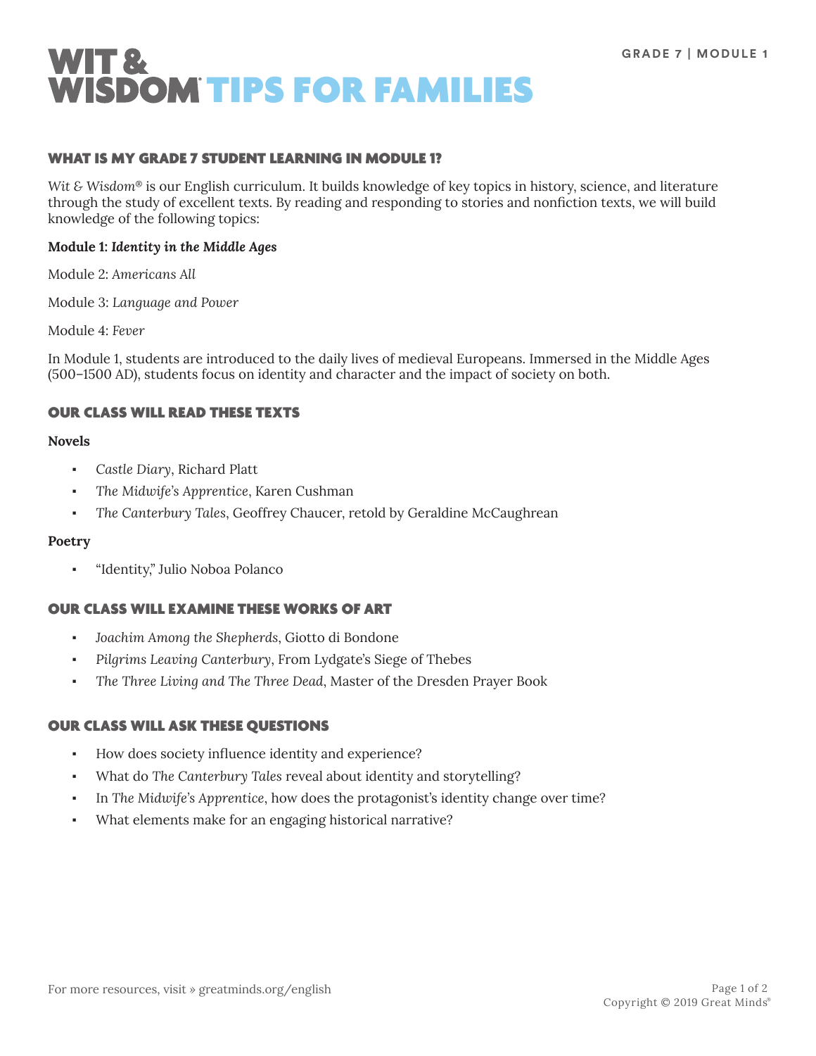# WIT & WISDOM TIPS FOR FAMILIES

GRADE 7 | MODULE 1

## WHAT IS MY GRADE 7 STUDENT LEARNING IN MODULE 1?

*Wit & Wisdom*® is our English curriculum. It builds knowledge of key topics in history, science, and literature through the study of excellent texts. By reading and responding to stories and nonfiction texts, we will build knowledge of the following topics:

**Module 1: *Identity in the Middle Ages***

Module 2: *Americans All*

Module 3: *Language and Power*

Module 4: *Fever*

In Module 1, students are introduced to the daily lives of medieval Europeans. Immersed in the Middle Ages (500–1500 AD), students focus on identity and character and the impact of society on both.

## OUR CLASS WILL READ THESE TEXTS

**Novels**

- *Castle Diary*, Richard Platt
- *The Midwife's Apprentice*, Karen Cushman
- *The Canterbury Tales*, Geoffrey Chaucer, retold by Geraldine McCaughrean

**Poetry**

- "Identity," Julio Noboa Polanco

## OUR CLASS WILL EXAMINE THESE WORKS OF ART

- *Joachim Among the Shepherds*, Giotto di Bondone
- *Pilgrims Leaving Canterbury*, From Lydgate's Siege of Thebes
- *The Three Living and The Three Dead*, Master of the Dresden Prayer Book

## OUR CLASS WILL ASK THESE QUESTIONS

- How does society influence identity and experience?
- What do *The Canterbury Tales* reveal about identity and storytelling?
- In *The Midwife's Apprentice*, how does the protagonist's identity change over time?
- What elements make for an engaging historical narrative?

For more resources, visit » greatminds.org/english

Copyright © 2019 Great Minds®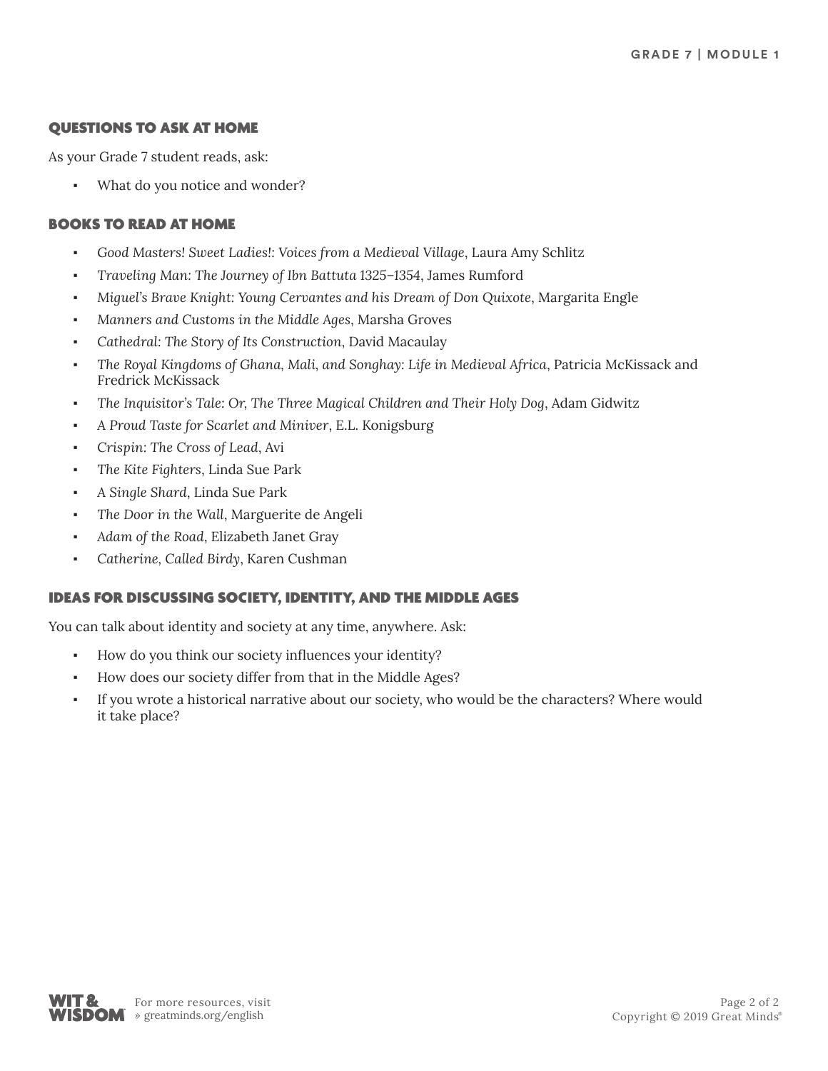## QUESTIONS TO ASK AT HOME

As your Grade 7 student reads, ask:

- What do you notice and wonder?

## BOOKS TO READ AT HOME

- *Good Masters! Sweet Ladies!: Voices from a Medieval Village*, Laura Amy Schlitz
- *Traveling Man: The Journey of Ibn Battuta 1325–1354*, James Rumford
- *Miguel's Brave Knight: Young Cervantes and his Dream of Don Quixote*, Margarita Engle
- *Manners and Customs in the Middle Ages*, Marsha Groves
- *Cathedral: The Story of Its Construction*, David Macaulay
- *The Royal Kingdoms of Ghana, Mali, and Songhay: Life in Medieval Africa*, Patricia McKissack and Fredrick McKissack
- *The Inquisitor's Tale: Or, The Three Magical Children and Their Holy Dog*, Adam Gidwitz
- *A Proud Taste for Scarlet and Miniver*, E.L. Konigsburg
- *Crispin: The Cross of Lead*, Avi
- *The Kite Fighters*, Linda Sue Park
- *A Single Shard*, Linda Sue Park
- *The Door in the Wall*, Marguerite de Angeli
- *Adam of the Road*, Elizabeth Janet Gray
- *Catherine, Called Birdy*, Karen Cushman

## IDEAS FOR DISCUSSING SOCIETY, IDENTITY, AND THE MIDDLE AGES

You can talk about identity and society at any time, anywhere. Ask:

- How do you think our society influences your identity?
- How does our society differ from that in the Middle Ages?
- If you wrote a historical narrative about our society, who would be the characters? Where would it take place?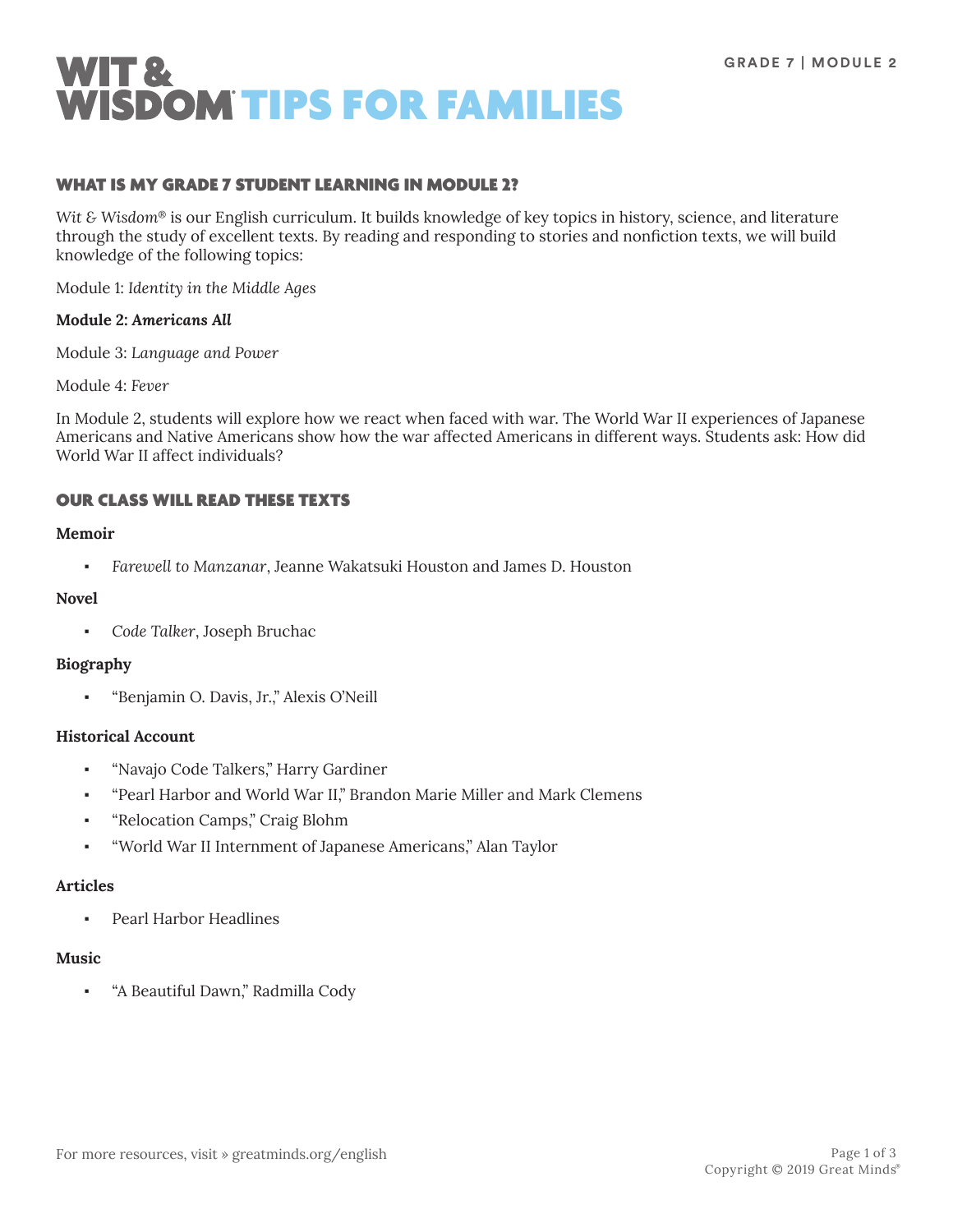# WIT & WISDOM® TIPS FOR FAMILIES

GRADE 7 | MODULE 2

## WHAT IS MY GRADE 7 STUDENT LEARNING IN MODULE 2?

*Wit & Wisdom*® is our English curriculum. It builds knowledge of key topics in history, science, and literature through the study of excellent texts. By reading and responding to stories and nonfiction texts, we will build knowledge of the following topics:

Module 1: *Identity in the Middle Ages*

**Module 2: *Americans All***

Module 3: *Language and Power*

Module 4: *Fever*

In Module 2, students will explore how we react when faced with war. The World War II experiences of Japanese Americans and Native Americans show how the war affected Americans in different ways. Students ask: How did World War II affect individuals?

## OUR CLASS WILL READ THESE TEXTS

**Memoir**

- *Farewell to Manzanar*, Jeanne Wakatsuki Houston and James D. Houston

**Novel**

- *Code Talker*, Joseph Bruchac

**Biography**

- "Benjamin O. Davis, Jr.," Alexis O'Neill

**Historical Account**

- "Navajo Code Talkers," Harry Gardiner
- "Pearl Harbor and World War II," Brandon Marie Miller and Mark Clemens
- "Relocation Camps," Craig Blohm
- "World War II Internment of Japanese Americans," Alan Taylor

**Articles**

- Pearl Harbor Headlines

**Music**

- "A Beautiful Dawn," Radmilla Cody

For more resources, visit » greatminds.org/english

Copyright © 2019 Great Minds®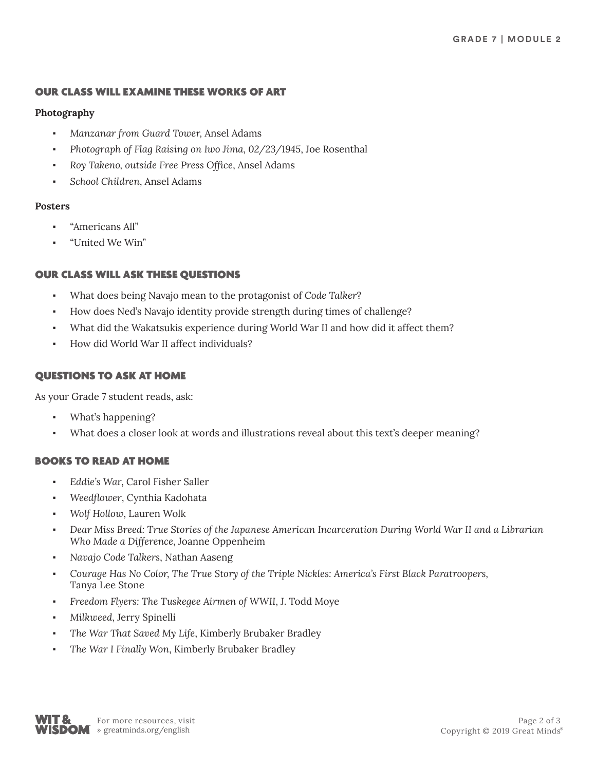## OUR CLASS WILL EXAMINE THESE WORKS OF ART

**Photography**

- *Manzanar from Guard Tower*, Ansel Adams
- *Photograph of Flag Raising on Iwo Jima, 02/23/1945*, Joe Rosenthal
- *Roy Takeno, outside Free Press Office*, Ansel Adams
- *School Children*, Ansel Adams

**Posters**

- "Americans All"
- "United We Win"

## OUR CLASS WILL ASK THESE QUESTIONS

- What does being Navajo mean to the protagonist of *Code Talker*?
- How does Ned's Navajo identity provide strength during times of challenge?
- What did the Wakatsukis experience during World War II and how did it affect them?
- How did World War II affect individuals?

## QUESTIONS TO ASK AT HOME

As your Grade 7 student reads, ask:

- What's happening?
- What does a closer look at words and illustrations reveal about this text's deeper meaning?

## BOOKS TO READ AT HOME

- *Eddie's War*, Carol Fisher Saller
- *Weedflower*, Cynthia Kadohata
- *Wolf Hollow*, Lauren Wolk
- *Dear Miss Breed: True Stories of the Japanese American Incarceration During World War II and a Librarian Who Made a Difference*, Joanne Oppenheim
- *Navajo Code Talkers*, Nathan Aaseng
- *Courage Has No Color, The True Story of the Triple Nickles: America's First Black Paratroopers*, Tanya Lee Stone
- *Freedom Flyers: The Tuskegee Airmen of WWII*, J. Todd Moye
- *Milkweed*, Jerry Spinelli
- *The War That Saved My Life*, Kimberly Brubaker Bradley
- *The War I Finally Won*, Kimberly Brubaker Bradley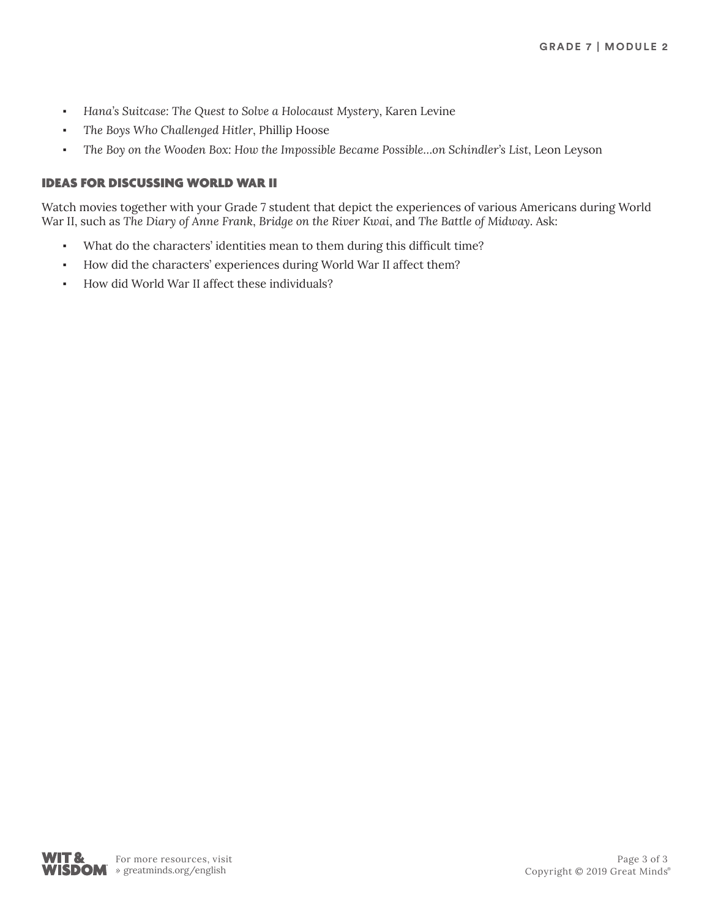- *Hana's Suitcase: The Quest to Solve a Holocaust Mystery*, Karen Levine
- *The Boys Who Challenged Hitler*, Phillip Hoose
- *The Boy on the Wooden Box: How the Impossible Became Possible…on Schindler's List*, Leon Leyson

## IDEAS FOR DISCUSSING WORLD WAR II

Watch movies together with your Grade 7 student that depict the experiences of various Americans during World War II, such as *The Diary of Anne Frank*, *Bridge on the River Kwai*, and *The Battle of Midway*. Ask:

- What do the characters' identities mean to them during this difficult time?
- How did the characters' experiences during World War II affect them?
- How did World War II affect these individuals?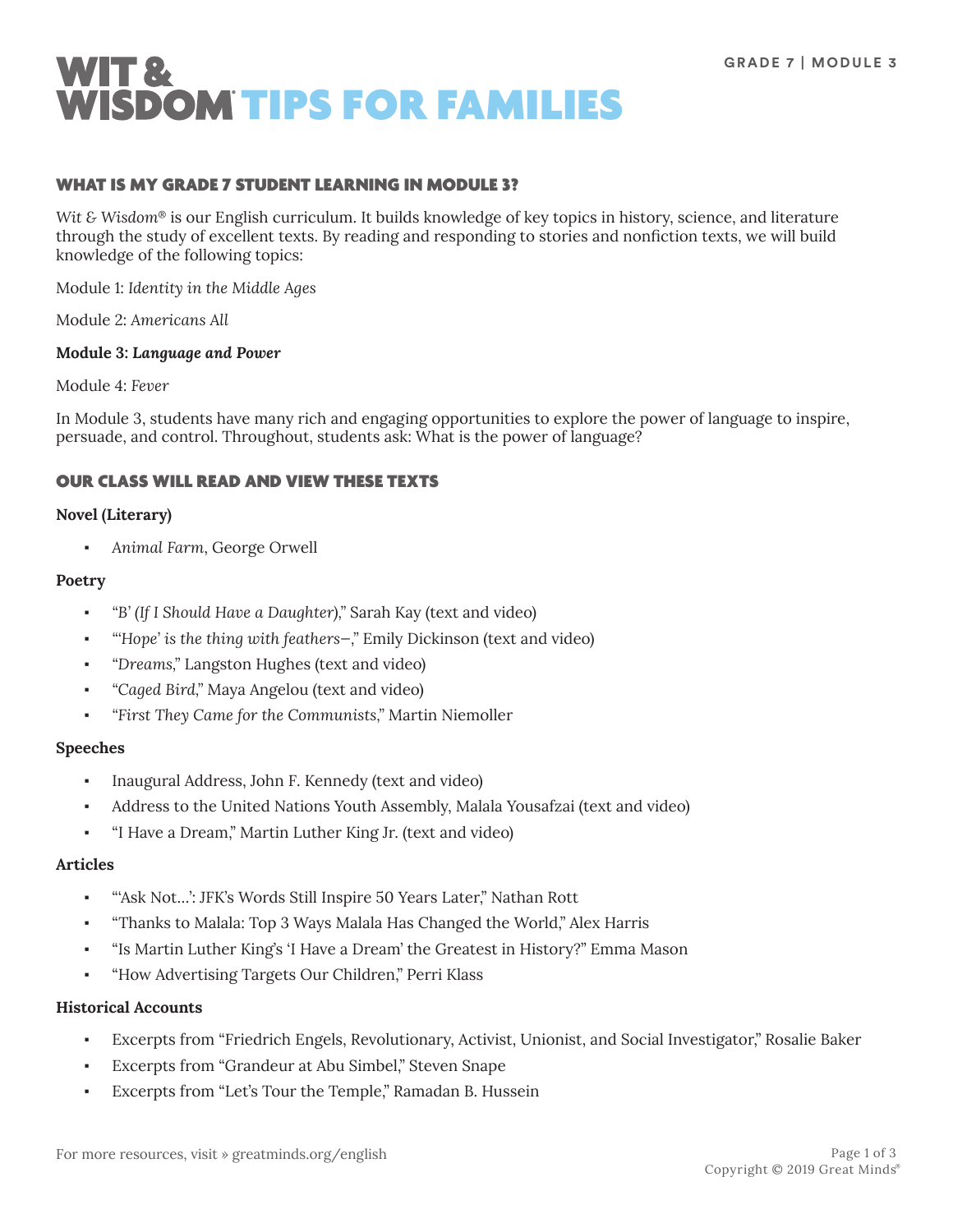# WIT & WISDOM® TIPS FOR FAMILIES

GRADE 7 | MODULE 3

## WHAT IS MY GRADE 7 STUDENT LEARNING IN MODULE 3?

*Wit & Wisdom®* is our English curriculum. It builds knowledge of key topics in history, science, and literature through the study of excellent texts. By reading and responding to stories and nonfiction texts, we will build knowledge of the following topics:

Module 1: *Identity in the Middle Ages*

Module 2: *Americans All*

**Module 3: *Language and Power***

Module 4: *Fever*

In Module 3, students have many rich and engaging opportunities to explore the power of language to inspire, persuade, and control. Throughout, students ask: What is the power of language?

## OUR CLASS WILL READ AND VIEW THESE TEXTS

**Novel (Literary)**

- *Animal Farm*, George Orwell

**Poetry**

- *"B' (If I Should Have a Daughter),"* Sarah Kay (text and video)
- *"'Hope' is the thing with feathers—,"* Emily Dickinson (text and video)
- *"Dreams,"* Langston Hughes (text and video)
- *"Caged Bird,"* Maya Angelou (text and video)
- *"First They Came for the Communists,"* Martin Niemoller

**Speeches**

- Inaugural Address, John F. Kennedy (text and video)
- Address to the United Nations Youth Assembly, Malala Yousafzai (text and video)
- "I Have a Dream," Martin Luther King Jr. (text and video)

**Articles**

- "'Ask Not…': JFK's Words Still Inspire 50 Years Later," Nathan Rott
- "Thanks to Malala: Top 3 Ways Malala Has Changed the World," Alex Harris
- "Is Martin Luther King's 'I Have a Dream' the Greatest in History?" Emma Mason
- "How Advertising Targets Our Children," Perri Klass

**Historical Accounts**

- Excerpts from "Friedrich Engels, Revolutionary, Activist, Unionist, and Social Investigator," Rosalie Baker
- Excerpts from "Grandeur at Abu Simbel," Steven Snape
- Excerpts from "Let's Tour the Temple," Ramadan B. Hussein

For more resources, visit » greatminds.org/english

Copyright © 2019 Great Minds®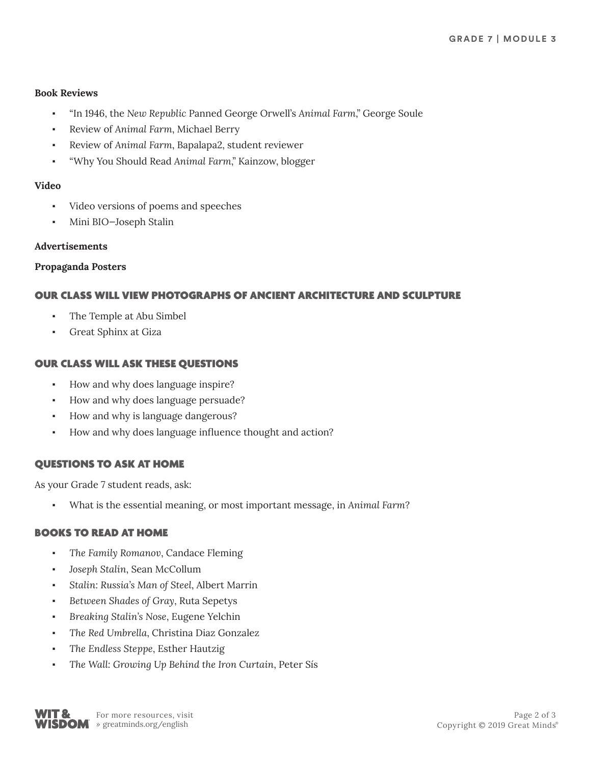**Book Reviews**

- "In 1946, the *New Republic* Panned George Orwell's *Animal Farm*," George Soule
- Review of *Animal Farm*, Michael Berry
- Review of *Animal Farm*, Bapalapa2, student reviewer
- "Why You Should Read *Animal Farm*," Kainzow, blogger

**Video**

- Video versions of poems and speeches
- Mini BIO—Joseph Stalin

**Advertisements**

**Propaganda Posters**

## OUR CLASS WILL VIEW PHOTOGRAPHS OF ANCIENT ARCHITECTURE AND SCULPTURE

- The Temple at Abu Simbel
- Great Sphinx at Giza

## OUR CLASS WILL ASK THESE QUESTIONS

- How and why does language inspire?
- How and why does language persuade?
- How and why is language dangerous?
- How and why does language influence thought and action?

## QUESTIONS TO ASK AT HOME

As your Grade 7 student reads, ask:

- What is the essential meaning, or most important message, in *Animal Farm*?

## BOOKS TO READ AT HOME

- *The Family Romanov*, Candace Fleming
- *Joseph Stalin*, Sean McCollum
- *Stalin: Russia's Man of Steel*, Albert Marrin
- *Between Shades of Gray*, Ruta Sepetys
- *Breaking Stalin's Nose*, Eugene Yelchin
- *The Red Umbrella*, Christina Diaz Gonzalez
- *The Endless Steppe*, Esther Hautzig
- *The Wall: Growing Up Behind the Iron Curtain*, Peter Sís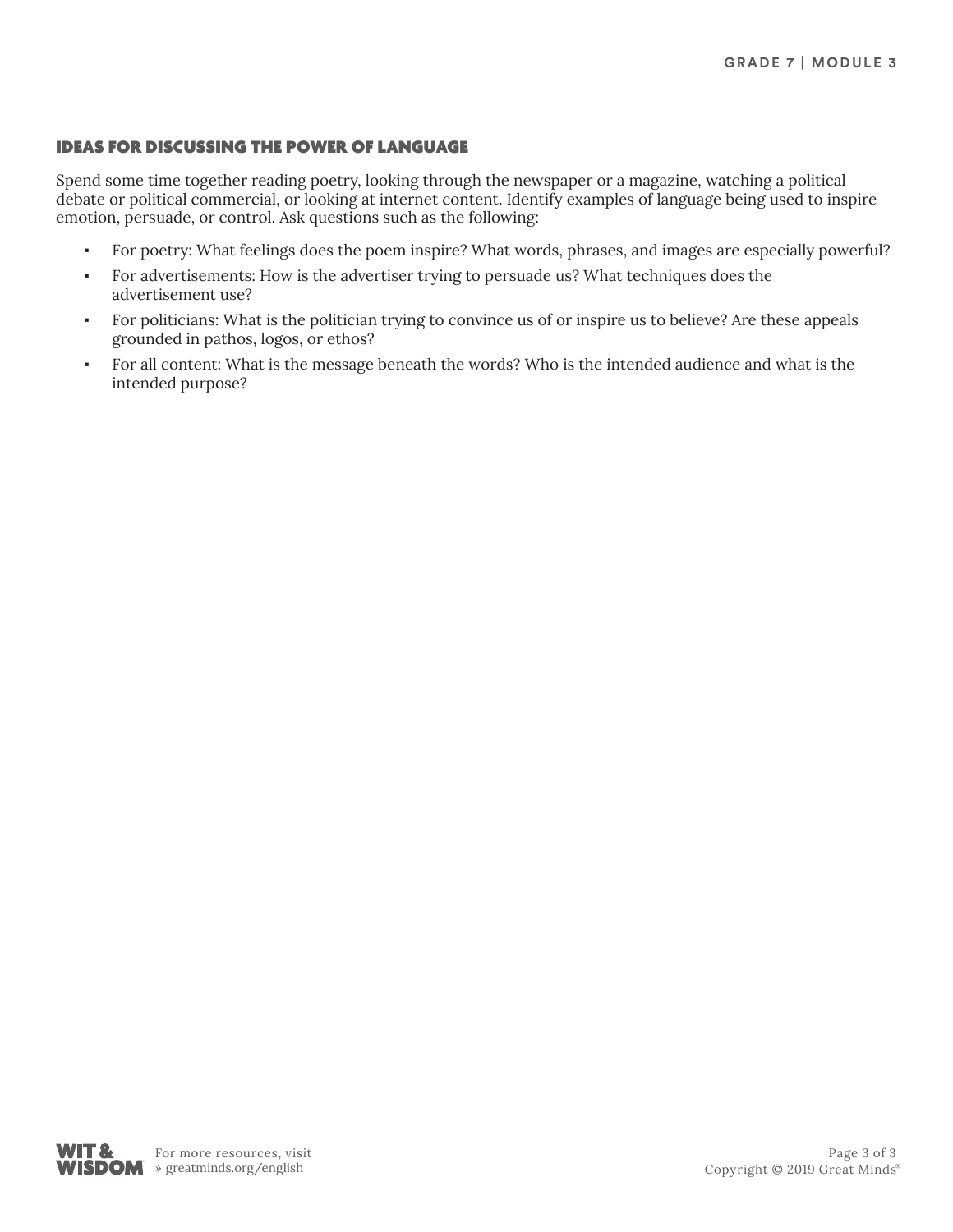## IDEAS FOR DISCUSSING THE POWER OF LANGUAGE

Spend some time together reading poetry, looking through the newspaper or a magazine, watching a political debate or political commercial, or looking at internet content. Identify examples of language being used to inspire emotion, persuade, or control. Ask questions such as the following:

- For poetry: What feelings does the poem inspire? What words, phrases, and images are especially powerful?
- For advertisements: How is the advertiser trying to persuade us? What techniques does the advertisement use?
- For politicians: What is the politician trying to convince us of or inspire us to believe? Are these appeals grounded in pathos, logos, or ethos?
- For all content: What is the message beneath the words? Who is the intended audience and what is the intended purpose?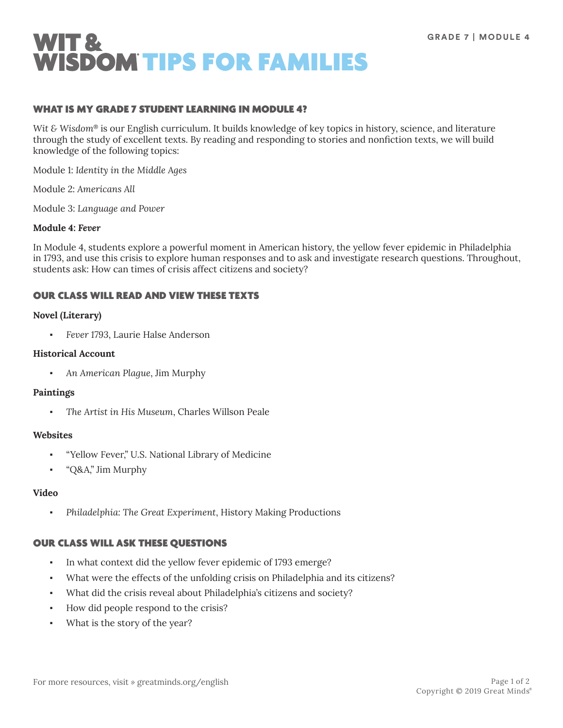# WIT & WISDOM TIPS FOR FAMILIES

GRADE 7 | MODULE 4

## WHAT IS MY GRADE 7 STUDENT LEARNING IN MODULE 4?

*Wit & Wisdom®* is our English curriculum. It builds knowledge of key topics in history, science, and literature through the study of excellent texts. By reading and responding to stories and nonfiction texts, we will build knowledge of the following topics:

Module 1: *Identity in the Middle Ages*

Module 2: *Americans All*

Module 3: *Language and Power*

**Module 4: *Fever***

In Module 4, students explore a powerful moment in American history, the yellow fever epidemic in Philadelphia in 1793, and use this crisis to explore human responses and to ask and investigate research questions. Throughout, students ask: How can times of crisis affect citizens and society?

## OUR CLASS WILL READ AND VIEW THESE TEXTS

**Novel (Literary)**

- *Fever* 1793, Laurie Halse Anderson

**Historical Account**

- *An American Plague*, Jim Murphy

**Paintings**

- *The Artist in His Museum*, Charles Willson Peale

**Websites**

- "Yellow Fever," U.S. National Library of Medicine
- "Q&A," Jim Murphy

**Video**

- *Philadelphia: The Great Experiment*, History Making Productions

## OUR CLASS WILL ASK THESE QUESTIONS

- In what context did the yellow fever epidemic of 1793 emerge?
- What were the effects of the unfolding crisis on Philadelphia and its citizens?
- What did the crisis reveal about Philadelphia's citizens and society?
- How did people respond to the crisis?
- What is the story of the year?

For more resources, visit » greatminds.org/english

Copyright © 2019 Great Minds®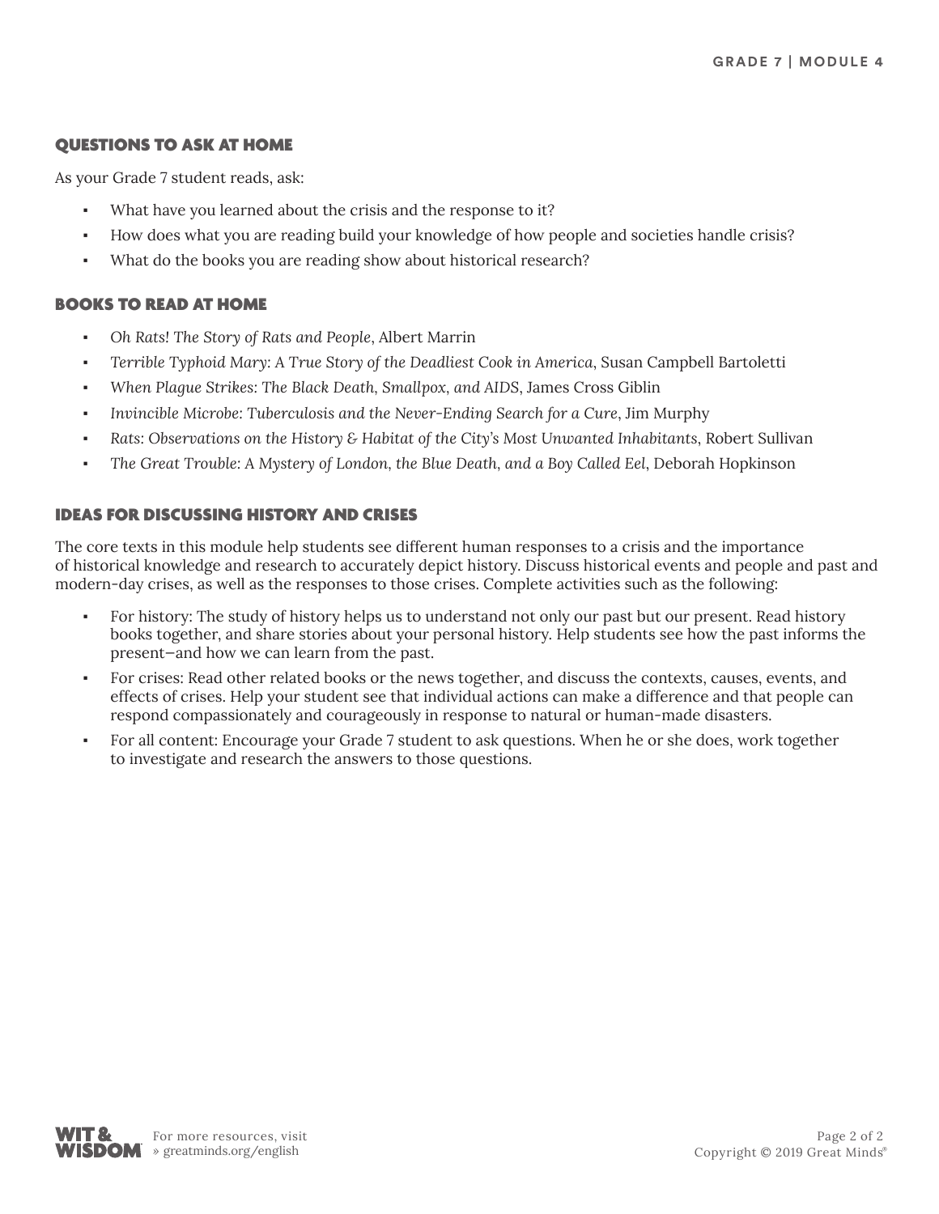## QUESTIONS TO ASK AT HOME

As your Grade 7 student reads, ask:

- What have you learned about the crisis and the response to it?
- How does what you are reading build your knowledge of how people and societies handle crisis?
- What do the books you are reading show about historical research?

## BOOKS TO READ AT HOME

- *Oh Rats! The Story of Rats and People*, Albert Marrin
- *Terrible Typhoid Mary: A True Story of the Deadliest Cook in America*, Susan Campbell Bartoletti
- *When Plague Strikes: The Black Death, Smallpox, and AIDS*, James Cross Giblin
- *Invincible Microbe: Tuberculosis and the Never-Ending Search for a Cure*, Jim Murphy
- *Rats: Observations on the History & Habitat of the City's Most Unwanted Inhabitants*, Robert Sullivan
- *The Great Trouble: A Mystery of London, the Blue Death, and a Boy Called Eel*, Deborah Hopkinson

## IDEAS FOR DISCUSSING HISTORY AND CRISES

The core texts in this module help students see different human responses to a crisis and the importance of historical knowledge and research to accurately depict history. Discuss historical events and people and past and modern-day crises, as well as the responses to those crises. Complete activities such as the following:

- For history: The study of history helps us to understand not only our past but our present. Read history books together, and share stories about your personal history. Help students see how the past informs the present—and how we can learn from the past.
- For crises: Read other related books or the news together, and discuss the contexts, causes, events, and effects of crises. Help your student see that individual actions can make a difference and that people can respond compassionately and courageously in response to natural or human-made disasters.
- For all content: Encourage your Grade 7 student to ask questions. When he or she does, work together to investigate and research the answers to those questions.